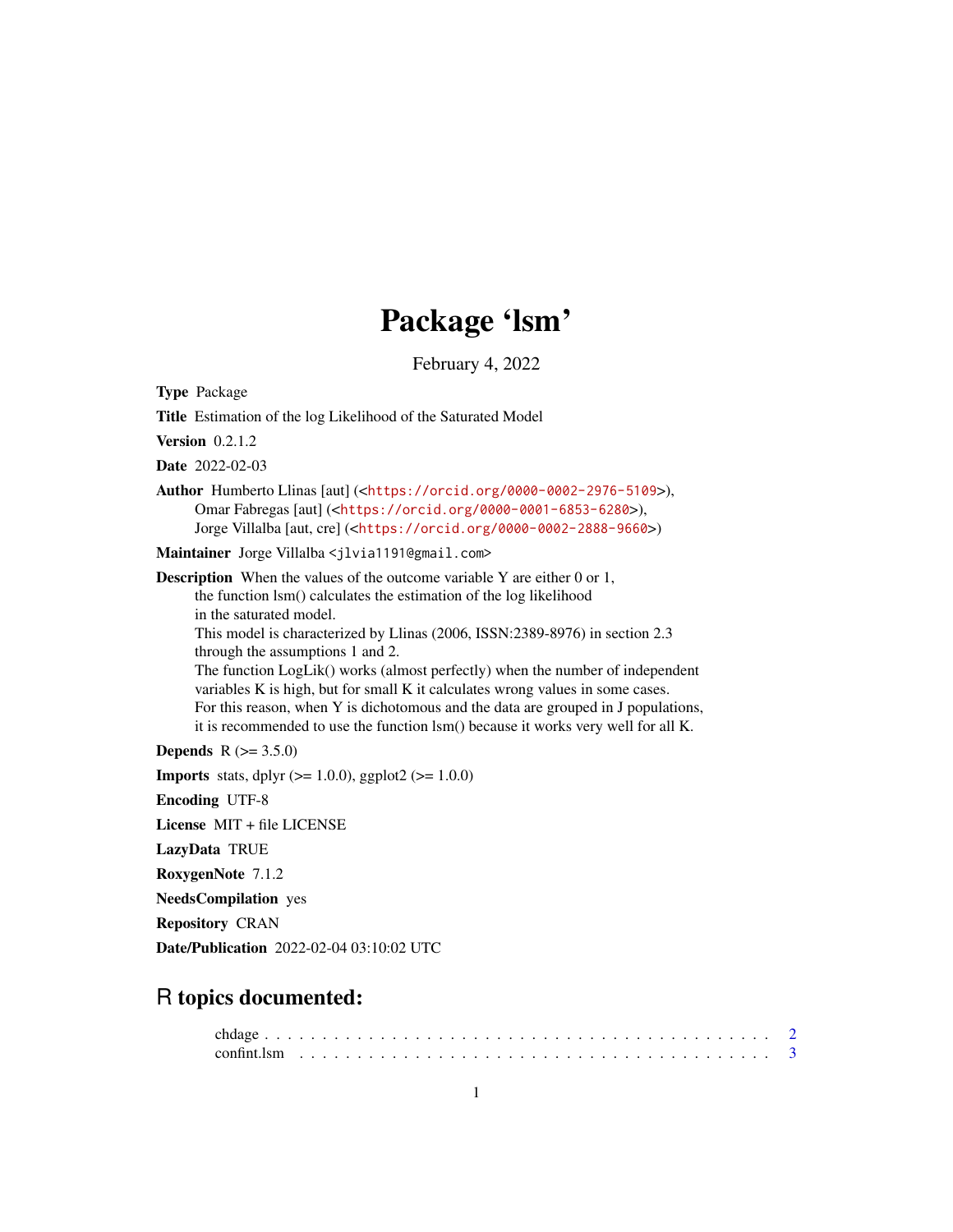# Package 'lsm'

February 4, 2022

**Type** Package

**Title** Estimation of the log Likelihood of the Saturated Model

**Version** 0.2.1.2

**Date** 2022-02-03

**Author** Humberto Llinas [aut] (<https://orcid.org/0000-0002-2976-5109>),
Omar Fabregas [aut] (<https://orcid.org/0000-0001-6853-6280>),
Jorge Villalba [aut, cre] (<https://orcid.org/0000-0002-2888-9660>)

**Maintainer** Jorge Villalba <jlvia1191@gmail.com>

**Description** When the values of the outcome variable Y are either 0 or 1,
the function lsm() calculates the estimation of the log likelihood
in the saturated model.
This model is characterized by Llinas (2006, ISSN:2389-8976) in section 2.3
through the assumptions 1 and 2.
The function LogLik() works (almost perfectly) when the number of independent
variables K is high, but for small K it calculates wrong values in some cases.
For this reason, when Y is dichotomous and the data are grouped in J populations,
it is recommended to use the function lsm() because it works very well for all K.

**Depends** R (>= 3.5.0)

**Imports** stats, dplyr (>= 1.0.0), ggplot2 (>= 1.0.0)

**Encoding** UTF-8

**License** MIT + file LICENSE

**LazyData** TRUE

**RoxygenNote** 7.1.2

**NeedsCompilation** yes

**Repository** CRAN

**Date/Publication** 2022-02-04 03:10:02 UTC

## R topics documented:

chdage . . . . . . . . . . . . . . . . . . . . . . . . . . . . . . . . . . . . . . . . . . 2
confint.lsm . . . . . . . . . . . . . . . . . . . . . . . . . . . . . . . . . . . . . . . . 3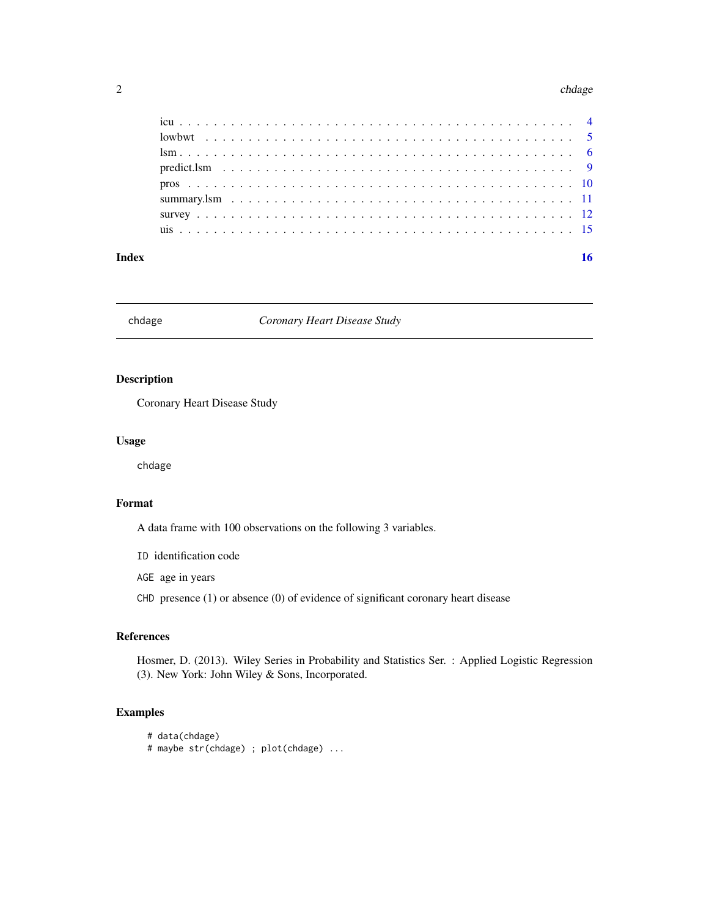icu . . . . . . . . . . . . . . . . . . . . . . . . . . . . . . . . . . . . . . . . . . . 4
lowbwt . . . . . . . . . . . . . . . . . . . . . . . . . . . . . . . . . . . . . . . . . 5
lsm . . . . . . . . . . . . . . . . . . . . . . . . . . . . . . . . . . . . . . . . . . . 6
predict.lsm . . . . . . . . . . . . . . . . . . . . . . . . . . . . . . . . . . . . . . . 9
pros . . . . . . . . . . . . . . . . . . . . . . . . . . . . . . . . . . . . . . . . . . 10
summary.lsm . . . . . . . . . . . . . . . . . . . . . . . . . . . . . . . . . . . . . . 11
survey . . . . . . . . . . . . . . . . . . . . . . . . . . . . . . . . . . . . . . . . . 12
uis . . . . . . . . . . . . . . . . . . . . . . . . . . . . . . . . . . . . . . . . . . . 15

**Index** **16**

---

## chdage — *Coronary Heart Disease Study*

---

### Description

Coronary Heart Disease Study

### Usage

```
chdage
```

### Format

A data frame with 100 observations on the following 3 variables.

- `ID` identification code
- `AGE` age in years
- `CHD` presence (1) or absence (0) of evidence of significant coronary heart disease

### References

Hosmer, D. (2013). Wiley Series in Probability and Statistics Ser. : Applied Logistic Regression (3). New York: John Wiley & Sons, Incorporated.

### Examples

```
# data(chdage)
# maybe str(chdage) ; plot(chdage) ...
```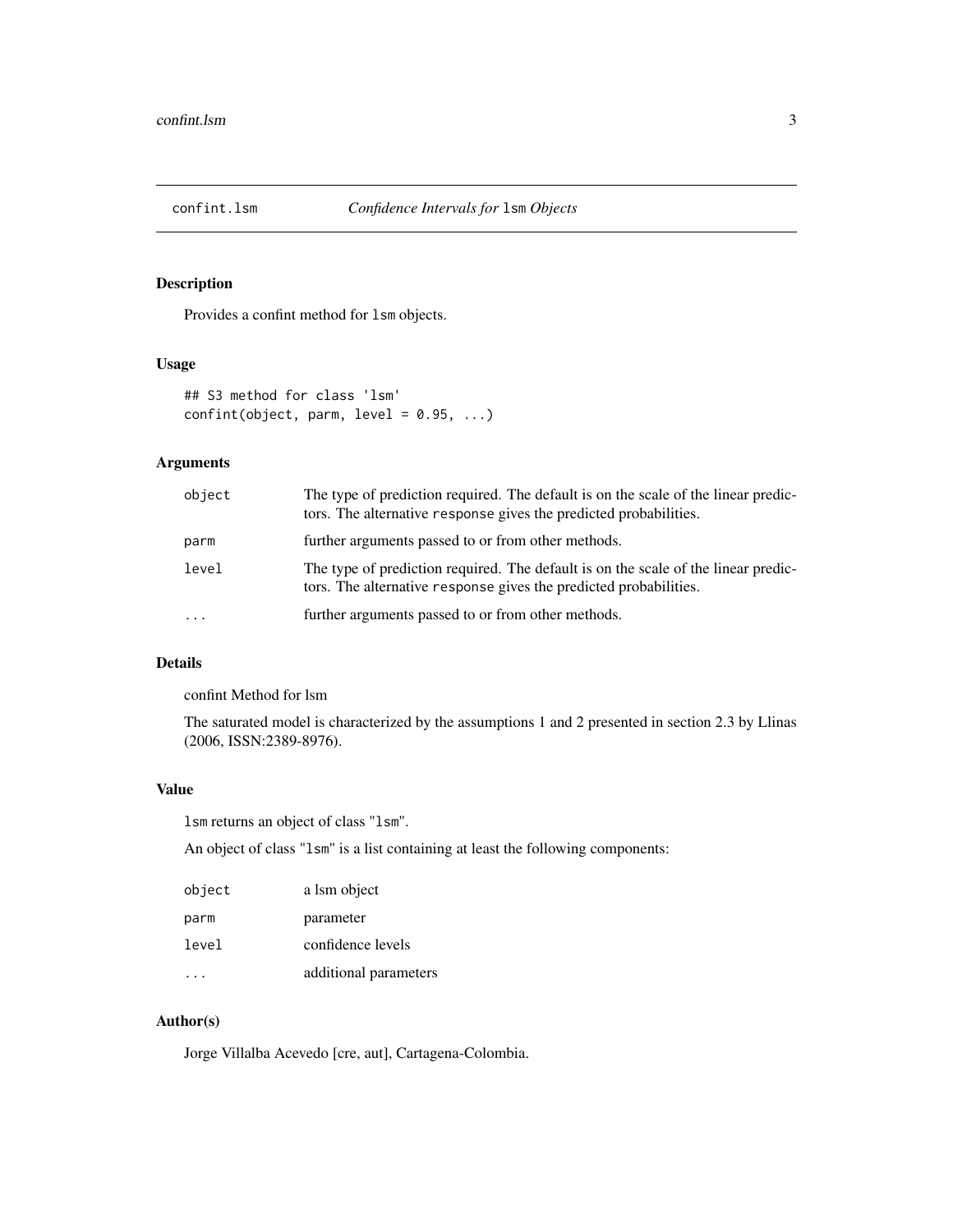# confint.lsm *Confidence Intervals for* `lsm` *Objects*

## Description

Provides a confint method for `lsm` objects.

## Usage

```
## S3 method for class 'lsm'
confint(object, parm, level = 0.95, ...)
```

## Arguments

| | |
|---|---|
| `object` | The type of prediction required. The default is on the scale of the linear predictors. The alternative `response` gives the predicted probabilities. |
| `parm` | further arguments passed to or from other methods. |
| `level` | The type of prediction required. The default is on the scale of the linear predictors. The alternative `response` gives the predicted probabilities. |
| `...` | further arguments passed to or from other methods. |

## Details

confint Method for lsm

The saturated model is characterized by the assumptions 1 and 2 presented in section 2.3 by Llinas (2006, ISSN:2389-8976).

## Value

`lsm` returns an object of class "`lsm`".

An object of class "`lsm`" is a list containing at least the following components:

| | |
|---|---|
| `object` | a lsm object |
| `parm` | parameter |
| `level` | confidence levels |
| `...` | additional parameters |

## Author(s)

Jorge Villalba Acevedo [cre, aut], Cartagena-Colombia.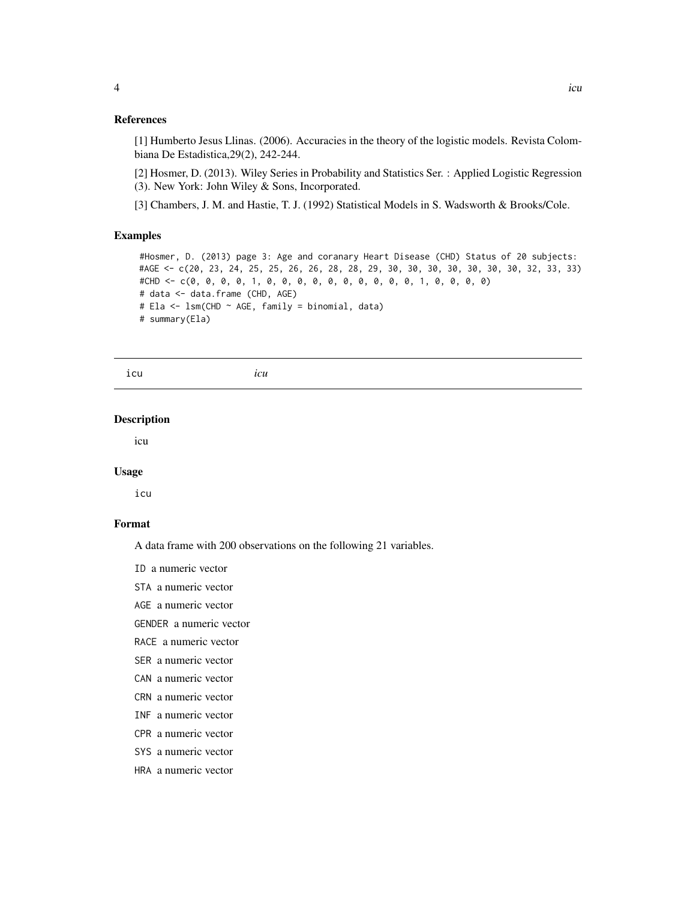### References

[1] Humberto Jesus Llinas. (2006). Accuracies in the theory of the logistic models. Revista Colombiana De Estadistica,29(2), 242-244.

[2] Hosmer, D. (2013). Wiley Series in Probability and Statistics Ser. : Applied Logistic Regression (3). New York: John Wiley & Sons, Incorporated.

[3] Chambers, J. M. and Hastie, T. J. (1992) Statistical Models in S. Wadsworth & Brooks/Cole.

### Examples

```
#Hosmer, D. (2013) page 3: Age and coranary Heart Disease (CHD) Status of 20 subjects:
#AGE <- c(20, 23, 24, 25, 25, 26, 26, 28, 28, 29, 30, 30, 30, 30, 30, 30, 30, 32, 33, 33)
#CHD <- c(0, 0, 0, 0, 1, 0, 0, 0, 0, 0, 0, 0, 0, 0, 1, 0, 0, 0, 0)
# data <- data.frame (CHD, AGE)
# Ela <- lsm(CHD ~ AGE, family = binomial, data)
# summary(Ela)
```

---

## icu *icu*

### Description

icu

### Usage

```
icu
```

### Format

A data frame with 200 observations on the following 21 variables.

- `ID` a numeric vector
- `STA` a numeric vector
- `AGE` a numeric vector
- `GENDER` a numeric vector
- `RACE` a numeric vector
- `SER` a numeric vector
- `CAN` a numeric vector
- `CRN` a numeric vector
- `INF` a numeric vector
- `CPR` a numeric vector
- `SYS` a numeric vector
- `HRA` a numeric vector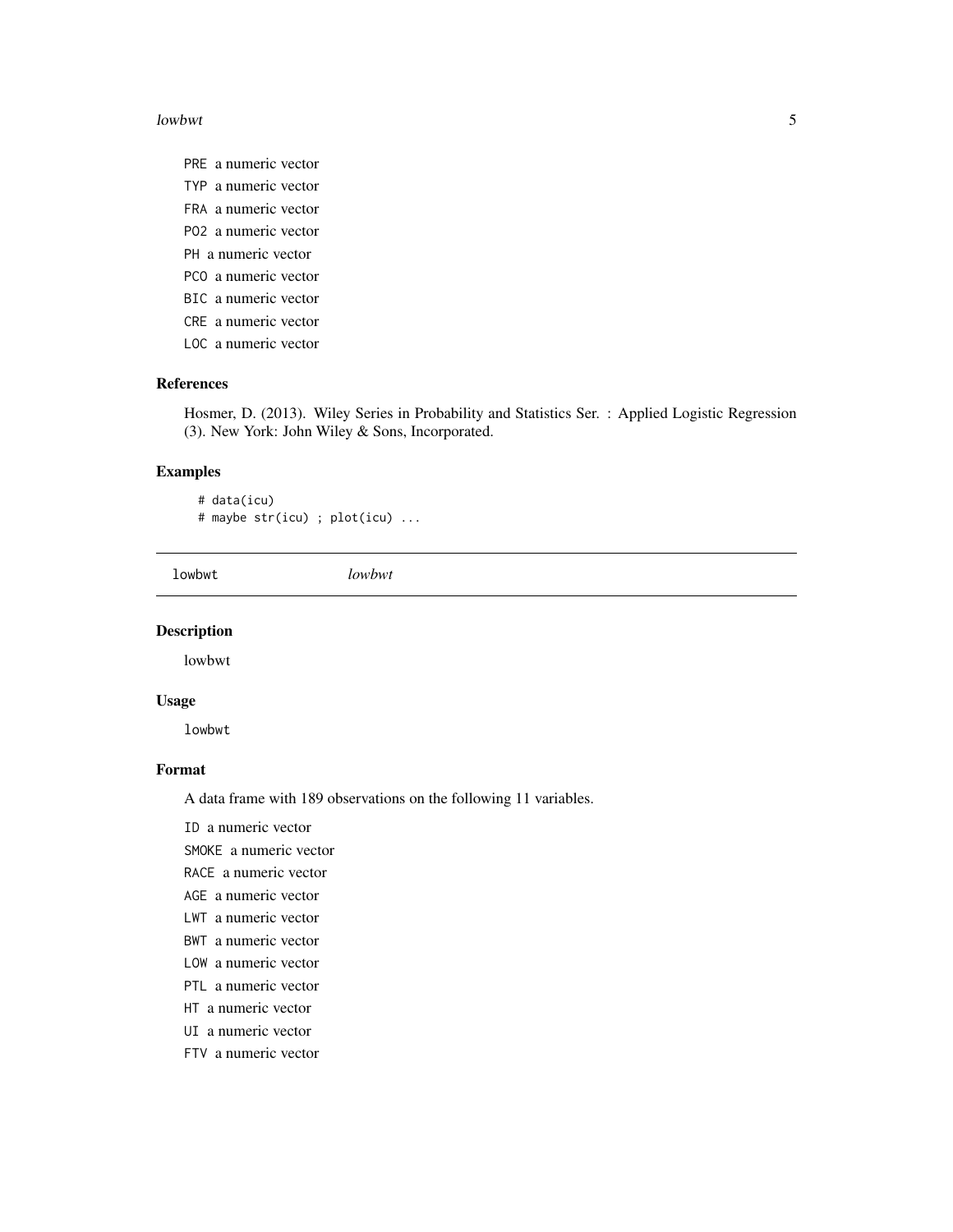PRE a numeric vector

TYP a numeric vector

FRA a numeric vector

PO2 a numeric vector

PH a numeric vector

PCO a numeric vector

BIC a numeric vector

CRE a numeric vector

LOC a numeric vector

### References

Hosmer, D. (2013). Wiley Series in Probability and Statistics Ser. : Applied Logistic Regression (3). New York: John Wiley & Sons, Incorporated.

### Examples

```
# data(icu)
# maybe str(icu) ; plot(icu) ...
```

---

## lowbwt *lowbwt*

---

### Description

lowbwt

### Usage

```
lowbwt
```

### Format

A data frame with 189 observations on the following 11 variables.

ID a numeric vector

SMOKE a numeric vector

RACE a numeric vector

AGE a numeric vector

LWT a numeric vector

BWT a numeric vector

LOW a numeric vector

PTL a numeric vector

HT a numeric vector

UI a numeric vector

FTV a numeric vector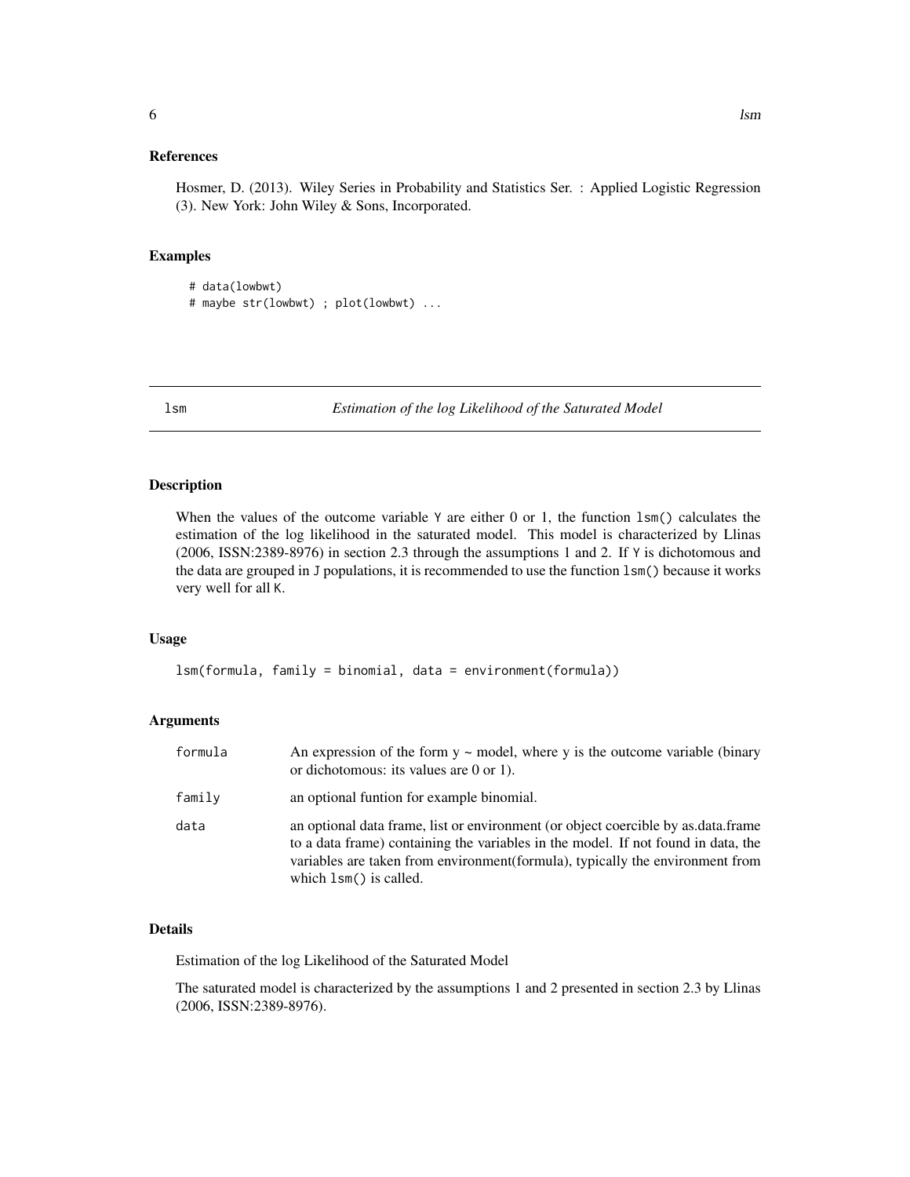### References

Hosmer, D. (2013). Wiley Series in Probability and Statistics Ser. : Applied Logistic Regression (3). New York: John Wiley & Sons, Incorporated.

### Examples

```
# data(lowbwt)
# maybe str(lowbwt) ; plot(lowbwt) ...
```

---

## lsm — *Estimation of the log Likelihood of the Saturated Model*

---

### Description

When the values of the outcome variable `Y` are either 0 or 1, the function `lsm()` calculates the estimation of the log likelihood in the saturated model. This model is characterized by Llinas (2006, ISSN:2389-8976) in section 2.3 through the assumptions 1 and 2. If `Y` is dichotomous and the data are grouped in `J` populations, it is recommended to use the function `lsm()` because it works very well for all `K`.

### Usage

```
lsm(formula, family = binomial, data = environment(formula))
```

### Arguments

| | |
|---|---|
| `formula` | An expression of the form y ~ model, where y is the outcome variable (binary or dichotomous: its values are 0 or 1). |
| `family` | an optional funtion for example binomial. |
| `data` | an optional data frame, list or environment (or object coercible by as.data.frame to a data frame) containing the variables in the model. If not found in data, the variables are taken from environment(formula), typically the environment from which `lsm()` is called. |

### Details

Estimation of the log Likelihood of the Saturated Model

The saturated model is characterized by the assumptions 1 and 2 presented in section 2.3 by Llinas (2006, ISSN:2389-8976).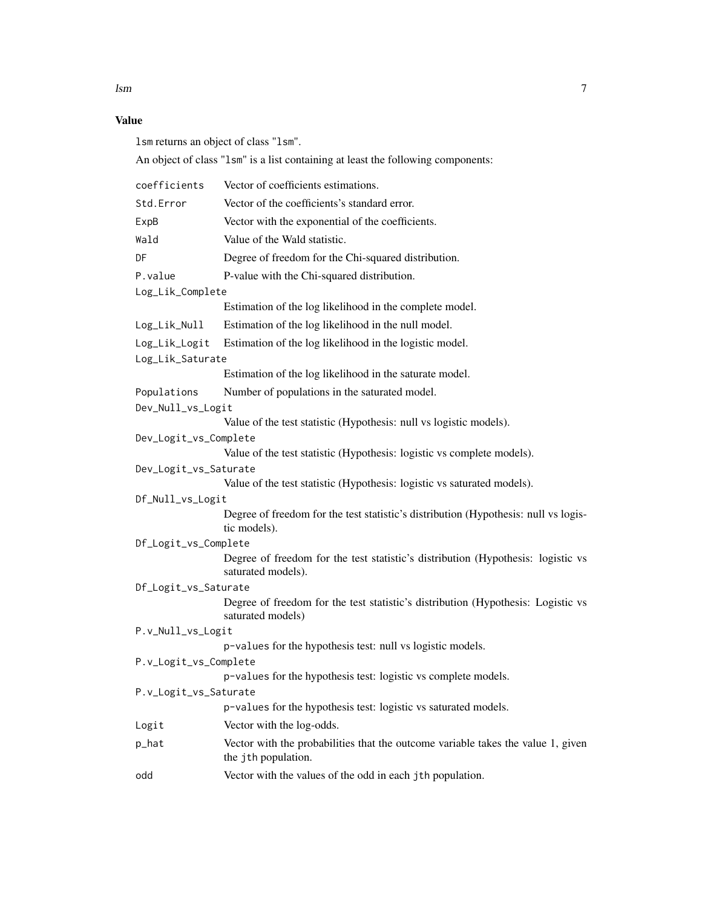## Value

`lsm` returns an object of class "`lsm`".

An object of class "`lsm`" is a list containing at least the following components:

`coefficients` Vector of coefficients estimations.

`Std.Error` Vector of the coefficients's standard error.

`ExpB` Vector with the exponential of the coefficients.

`Wald` Value of the Wald statistic.

`DF` Degree of freedom for the Chi-squared distribution.

`P.value` P-value with the Chi-squared distribution.

`Log_Lik_Complete` Estimation of the log likelihood in the complete model.

`Log_Lik_Null` Estimation of the log likelihood in the null model.

`Log_Lik_Logit` Estimation of the log likelihood in the logistic model.

`Log_Lik_Saturate` Estimation of the log likelihood in the saturate model.

`Populations` Number of populations in the saturated model.

`Dev_Null_vs_Logit` Value of the test statistic (Hypothesis: null vs logistic models).

`Dev_Logit_vs_Complete` Value of the test statistic (Hypothesis: logistic vs complete models).

`Dev_Logit_vs_Saturate` Value of the test statistic (Hypothesis: logistic vs saturated models).

`Df_Null_vs_Logit` Degree of freedom for the test statistic's distribution (Hypothesis: null vs logistic models).

`Df_Logit_vs_Complete` Degree of freedom for the test statistic's distribution (Hypothesis: logistic vs saturated models).

`Df_Logit_vs_Saturate` Degree of freedom for the test statistic's distribution (Hypothesis: Logistic vs saturated models)

`P.v_Null_vs_Logit` `p-values` for the hypothesis test: null vs logistic models.

`P.v_Logit_vs_Complete` `p-values` for the hypothesis test: logistic vs complete models.

`P.v_Logit_vs_Saturate` `p-values` for the hypothesis test: logistic vs saturated models.

`Logit` Vector with the log-odds.

`p_hat` Vector with the probabilities that the outcome variable takes the value 1, given the `jth` population.

`odd` Vector with the values of the odd in each `jth` population.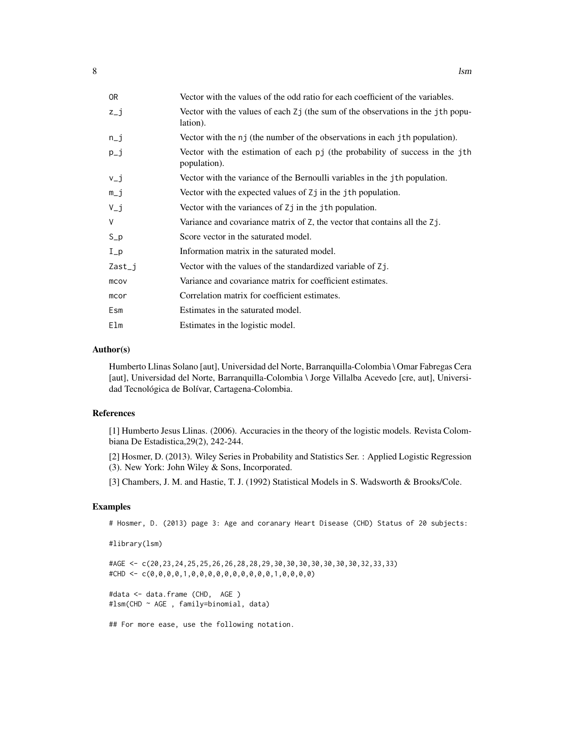| | |
|---|---|
| OR | Vector with the values of the odd ratio for each coefficient of the variables. |
| z_j | Vector with the values of each Zj (the sum of the observations in the jth population). |
| n_j | Vector with the nj (the number of the observations in each jth population). |
| p_j | Vector with the estimation of each pj (the probability of success in the jth population). |
| v_j | Vector with the variance of the Bernoulli variables in the jth population. |
| m_j | Vector with the expected values of Zj in the jth population. |
| V_j | Vector with the variances of Zj in the jth population. |
| V | Variance and covariance matrix of Z, the vector that contains all the Zj. |
| S_p | Score vector in the saturated model. |
| I_p | Information matrix in the saturated model. |
| Zast_j | Vector with the values of the standardized variable of Zj. |
| mcov | Variance and covariance matrix for coefficient estimates. |
| mcor | Correlation matrix for coefficient estimates. |
| Esm | Estimates in the saturated model. |
| Elm | Estimates in the logistic model. |

## Author(s)

Humberto Llinas Solano [aut], Universidad del Norte, Barranquilla-Colombia \ Omar Fabregas Cera [aut], Universidad del Norte, Barranquilla-Colombia \ Jorge Villalba Acevedo [cre, aut], Universidad Tecnológica de Bolívar, Cartagena-Colombia.

## References

[1] Humberto Jesus Llinas. (2006). Accuracies in the theory of the logistic models. Revista Colombiana De Estadistica,29(2), 242-244.

[2] Hosmer, D. (2013). Wiley Series in Probability and Statistics Ser. : Applied Logistic Regression (3). New York: John Wiley & Sons, Incorporated.

[3] Chambers, J. M. and Hastie, T. J. (1992) Statistical Models in S. Wadsworth & Brooks/Cole.

## Examples

```
# Hosmer, D. (2013) page 3: Age and coranary Heart Disease (CHD) Status of 20 subjects:

#library(lsm)

#AGE <- c(20,23,24,25,25,26,26,28,28,29,30,30,30,30,30,30,30,32,33,33)
#CHD <- c(0,0,0,0,1,0,0,0,0,0,0,0,0,0,0,1,0,0,0,0)

#data <- data.frame (CHD,  AGE )
#lsm(CHD ~ AGE , family=binomial, data)

## For more ease, use the following notation.
```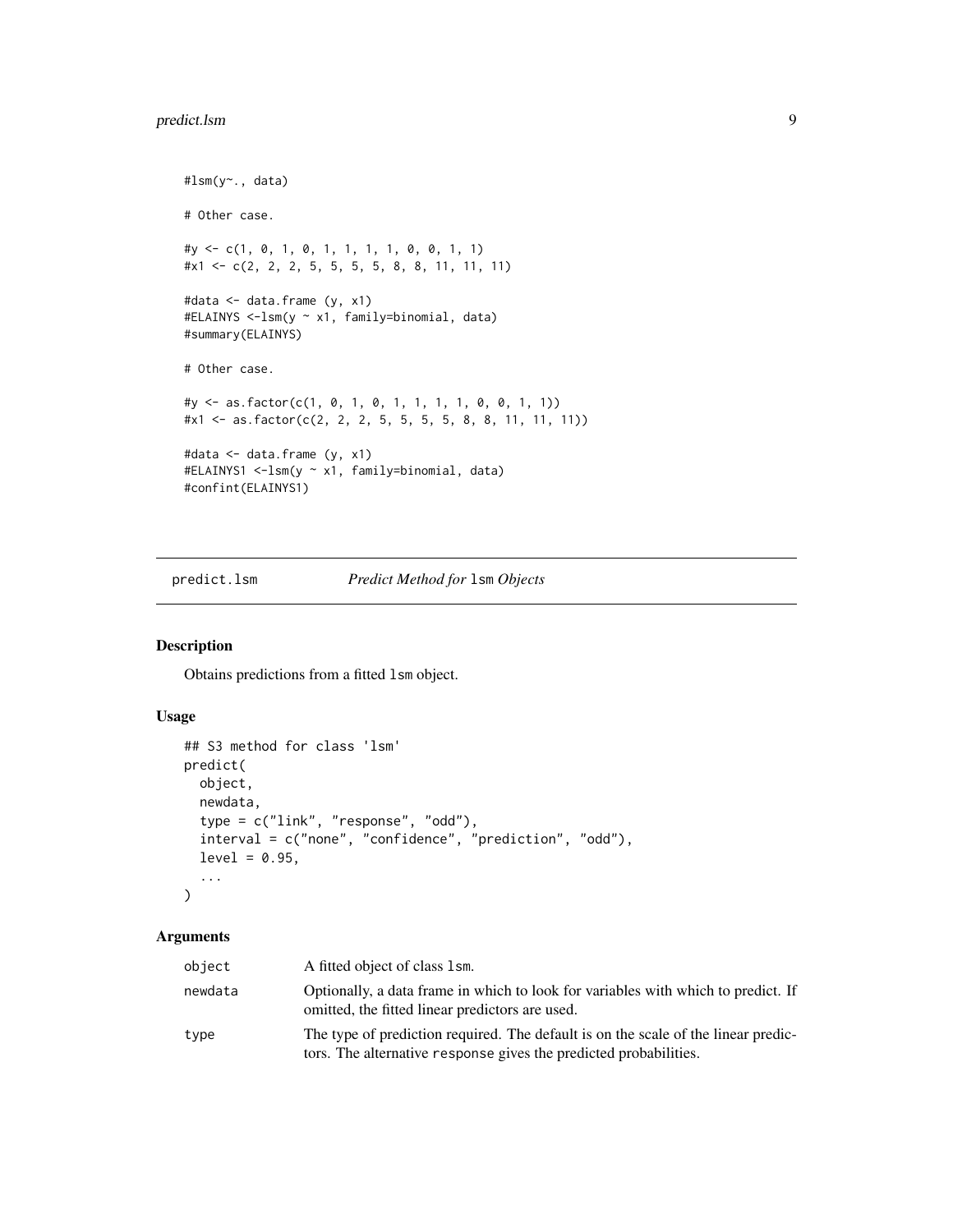```
#lsm(y~., data)

# Other case.

#y <- c(1, 0, 1, 0, 1, 1, 1, 1, 0, 0, 1, 1)
#x1 <- c(2, 2, 2, 5, 5, 5, 5, 8, 8, 11, 11, 11)

#data <- data.frame (y, x1)
#ELAINYS <-lsm(y ~ x1, family=binomial, data)
#summary(ELAINYS)

# Other case.

#y <- as.factor(c(1, 0, 1, 0, 1, 1, 1, 1, 0, 0, 1, 1))
#x1 <- as.factor(c(2, 2, 2, 5, 5, 5, 5, 8, 8, 11, 11, 11))

#data <- data.frame (y, x1)
#ELAINYS1 <-lsm(y ~ x1, family=binomial, data)
#confint(ELAINYS1)
```

---

## predict.lsm — *Predict Method for `lsm` Objects*

### Description

Obtains predictions from a fitted `lsm` object.

### Usage

```
## S3 method for class 'lsm'
predict(
  object,
  newdata,
  type = c("link", "response", "odd"),
  interval = c("none", "confidence", "prediction", "odd"),
  level = 0.95,
  ...
)
```

### Arguments

| | |
|---|---|
| `object` | A fitted object of class `lsm`. |
| `newdata` | Optionally, a data frame in which to look for variables with which to predict. If omitted, the fitted linear predictors are used. |
| `type` | The type of prediction required. The default is on the scale of the linear predictors. The alternative `response` gives the predicted probabilities. |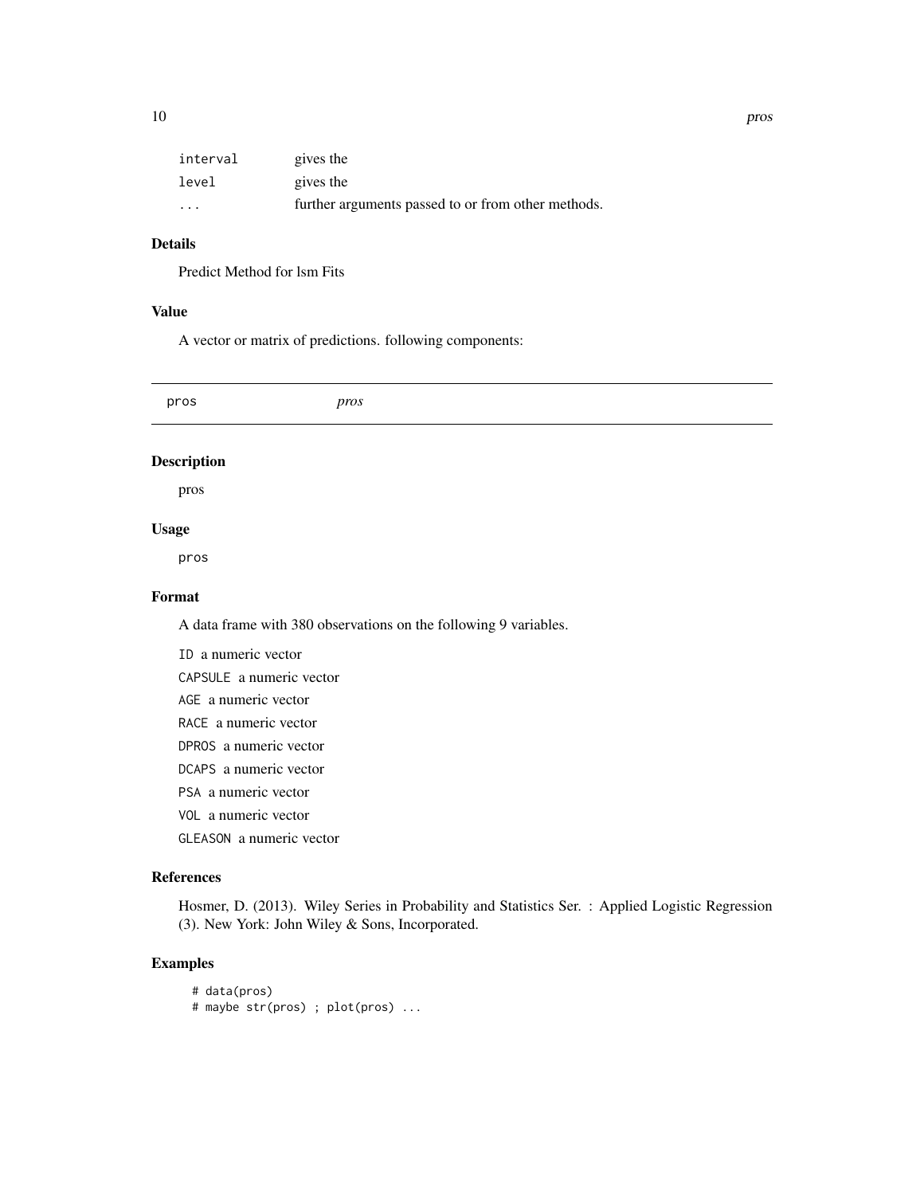| | |
|---|---|
| `interval` | gives the |
| `level` | gives the |
| `...` | further arguments passed to or from other methods. |

### Details

Predict Method for lsm Fits

### Value

A vector or matrix of predictions. following components:

---

## pros *pros*

---

### Description

pros

### Usage

```
pros
```

### Format

A data frame with 380 observations on the following 9 variables.

`ID` a numeric vector

`CAPSULE` a numeric vector

`AGE` a numeric vector

`RACE` a numeric vector

`DPROS` a numeric vector

`DCAPS` a numeric vector

`PSA` a numeric vector

`VOL` a numeric vector

`GLEASON` a numeric vector

### References

Hosmer, D. (2013). Wiley Series in Probability and Statistics Ser. : Applied Logistic Regression (3). New York: John Wiley & Sons, Incorporated.

### Examples

```
# data(pros)
# maybe str(pros) ; plot(pros) ...
```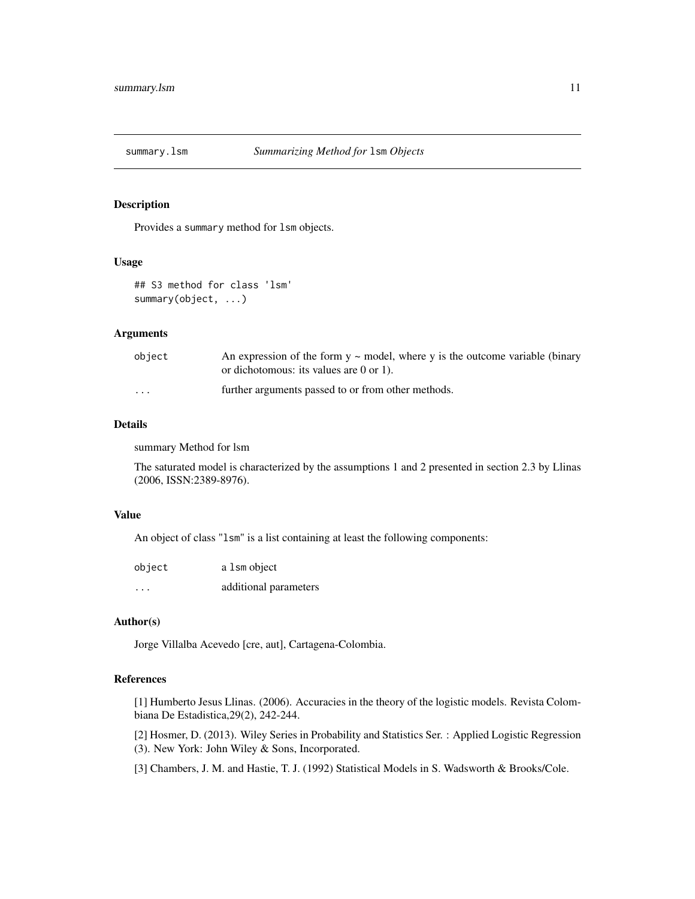# summary.lsm *Summarizing Method for* `lsm` *Objects*

## Description

Provides a `summary` method for `lsm` objects.

## Usage

```
## S3 method for class 'lsm'
summary(object, ...)
```

## Arguments

| | |
|---|---|
| `object` | An expression of the form y ~ model, where y is the outcome variable (binary or dichotomous: its values are 0 or 1). |
| `...` | further arguments passed to or from other methods. |

## Details

summary Method for lsm

The saturated model is characterized by the assumptions 1 and 2 presented in section 2.3 by Llinas (2006, ISSN:2389-8976).

## Value

An object of class "`lsm`" is a list containing at least the following components:

| | |
|---|---|
| `object` | a `lsm` object |
| `...` | additional parameters |

## Author(s)

Jorge Villalba Acevedo [cre, aut], Cartagena-Colombia.

## References

[1] Humberto Jesus Llinas. (2006). Accuracies in the theory of the logistic models. Revista Colombiana De Estadistica,29(2), 242-244.

[2] Hosmer, D. (2013). Wiley Series in Probability and Statistics Ser. : Applied Logistic Regression (3). New York: John Wiley & Sons, Incorporated.

[3] Chambers, J. M. and Hastie, T. J. (1992) Statistical Models in S. Wadsworth & Brooks/Cole.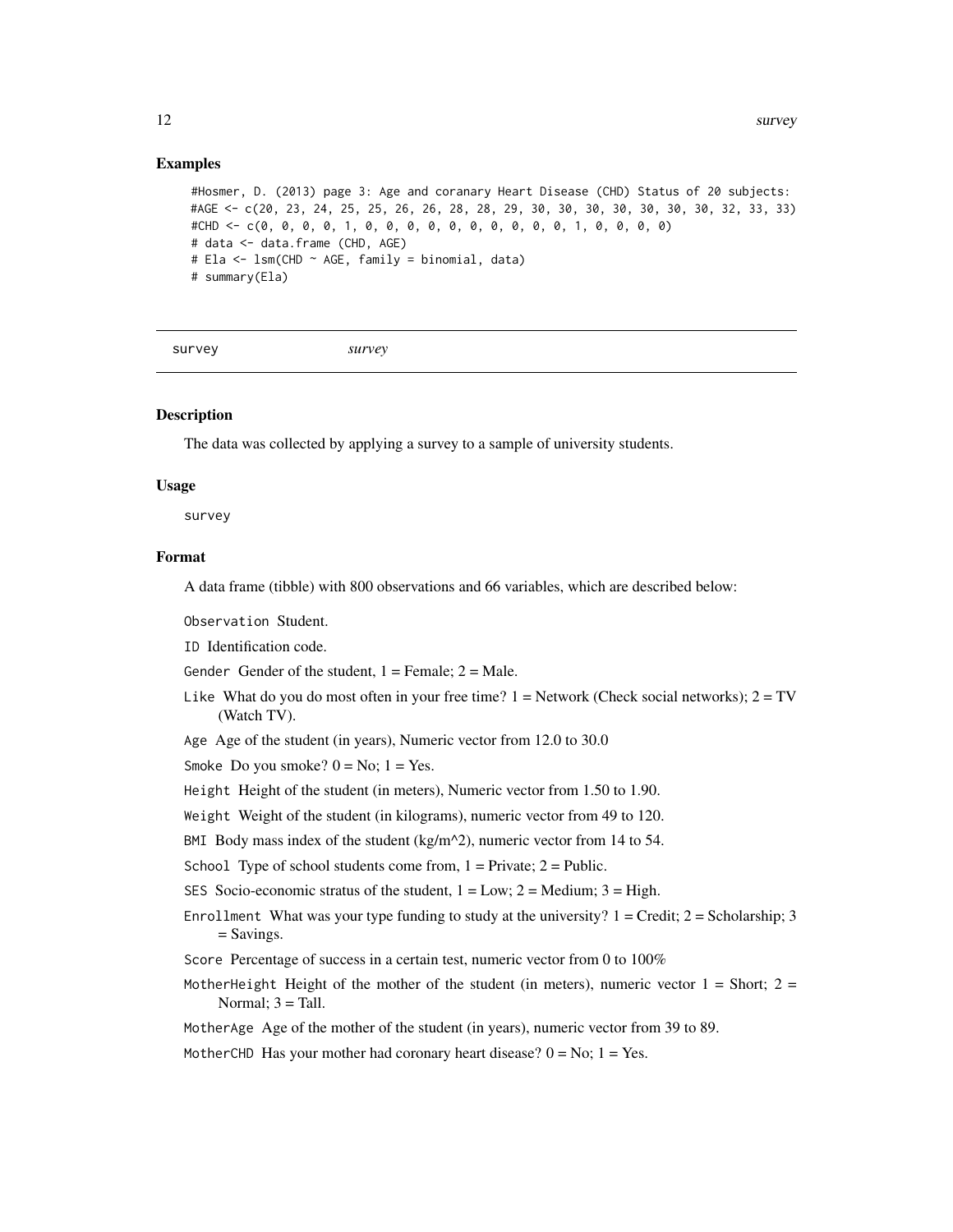## Examples

```
#Hosmer, D. (2013) page 3: Age and coranary Heart Disease (CHD) Status of 20 subjects:
#AGE <- c(20, 23, 24, 25, 25, 26, 26, 28, 28, 29, 30, 30, 30, 30, 30, 30, 30, 32, 33, 33)
#CHD <- c(0, 0, 0, 0, 1, 0, 0, 0, 0, 0, 0, 0, 0, 0, 1, 0, 0, 0, 0)
# data <- data.frame (CHD, AGE)
# Ela <- lsm(CHD ~ AGE, family = binomial, data)
# summary(Ela)
```

---

survey *survey*

---

## Description

The data was collected by applying a survey to a sample of university students.

## Usage

```
survey
```

## Format

A data frame (tibble) with 800 observations and 66 variables, which are described below:

`Observation` Student.

`ID` Identification code.

`Gender` Gender of the student, 1 = Female; 2 = Male.

`Like` What do you do most often in your free time? 1 = Network (Check social networks); 2 = TV (Watch TV).

`Age` Age of the student (in years), Numeric vector from 12.0 to 30.0

`Smoke` Do you smoke? 0 = No; 1 = Yes.

`Height` Height of the student (in meters), Numeric vector from 1.50 to 1.90.

`Weight` Weight of the student (in kilograms), numeric vector from 49 to 120.

`BMI` Body mass index of the student (kg/m^2), numeric vector from 14 to 54.

`School` Type of school students come from, 1 = Private; 2 = Public.

`SES` Socio-economic stratus of the student, 1 = Low; 2 = Medium; 3 = High.

`Enrollment` What was your type funding to study at the university? 1 = Credit; 2 = Scholarship; 3 = Savings.

`Score` Percentage of success in a certain test, numeric vector from 0 to 100%

`MotherHeight` Height of the mother of the student (in meters), numeric vector 1 = Short; 2 = Normal; 3 = Tall.

`MotherAge` Age of the mother of the student (in years), numeric vector from 39 to 89.

`MotherCHD` Has your mother had coronary heart disease? 0 = No; 1 = Yes.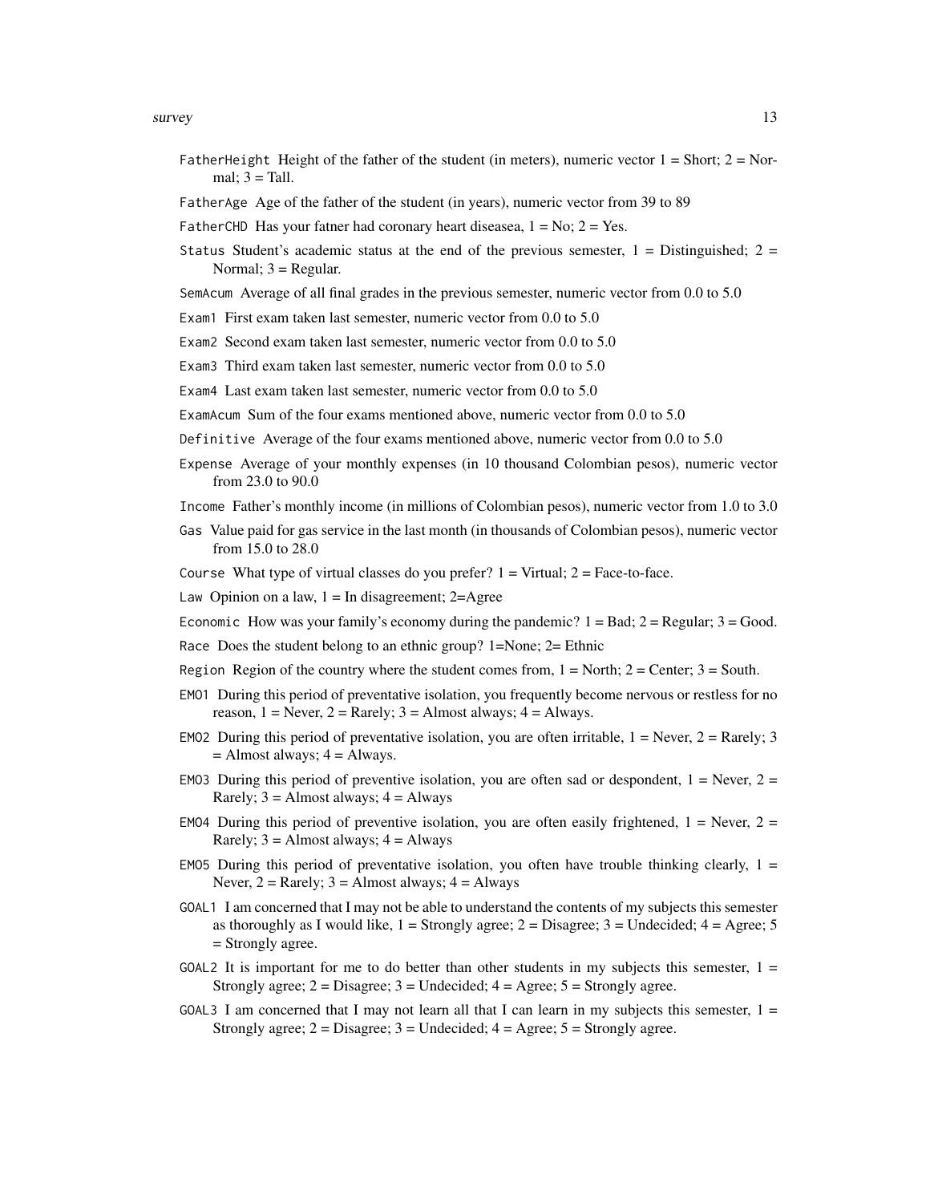FatherHeight Height of the father of the student (in meters), numeric vector 1 = Short; 2 = Normal; 3 = Tall.

FatherAge Age of the father of the student (in years), numeric vector from 39 to 89

FatherCHD Has your fatner had coronary heart diseasea, 1 = No; 2 = Yes.

Status Student's academic status at the end of the previous semester, 1 = Distinguished; 2 = Normal; 3 = Regular.

SemAcum Average of all final grades in the previous semester, numeric vector from 0.0 to 5.0

Exam1 First exam taken last semester, numeric vector from 0.0 to 5.0

Exam2 Second exam taken last semester, numeric vector from 0.0 to 5.0

Exam3 Third exam taken last semester, numeric vector from 0.0 to 5.0

Exam4 Last exam taken last semester, numeric vector from 0.0 to 5.0

ExamAcum Sum of the four exams mentioned above, numeric vector from 0.0 to 5.0

Definitive Average of the four exams mentioned above, numeric vector from 0.0 to 5.0

Expense Average of your monthly expenses (in 10 thousand Colombian pesos), numeric vector from 23.0 to 90.0

Income Father's monthly income (in millions of Colombian pesos), numeric vector from 1.0 to 3.0

Gas Value paid for gas service in the last month (in thousands of Colombian pesos), numeric vector from 15.0 to 28.0

Course What type of virtual classes do you prefer? 1 = Virtual; 2 = Face-to-face.

Law Opinion on a law, 1 = In disagreement; 2=Agree

Economic How was your family's economy during the pandemic? 1 = Bad; 2 = Regular; 3 = Good.

Race Does the student belong to an ethnic group? 1=None; 2= Ethnic

Region Region of the country where the student comes from, 1 = North; 2 = Center; 3 = South.

EMO1 During this period of preventative isolation, you frequently become nervous or restless for no reason, 1 = Never, 2 = Rarely; 3 = Almost always; 4 = Always.

EMO2 During this period of preventative isolation, you are often irritable, 1 = Never, 2 = Rarely; 3 = Almost always; 4 = Always.

EMO3 During this period of preventive isolation, you are often sad or despondent, 1 = Never, 2 = Rarely; 3 = Almost always; 4 = Always

EMO4 During this period of preventive isolation, you are often easily frightened, 1 = Never, 2 = Rarely; 3 = Almost always; 4 = Always

EMO5 During this period of preventative isolation, you often have trouble thinking clearly, 1 = Never, 2 = Rarely; 3 = Almost always; 4 = Always

GOAL1 I am concerned that I may not be able to understand the contents of my subjects this semester as thoroughly as I would like, 1 = Strongly agree; 2 = Disagree; 3 = Undecided; 4 = Agree; 5 = Strongly agree.

GOAL2 It is important for me to do better than other students in my subjects this semester, 1 = Strongly agree; 2 = Disagree; 3 = Undecided; 4 = Agree; 5 = Strongly agree.

GOAL3 I am concerned that I may not learn all that I can learn in my subjects this semester, 1 = Strongly agree; 2 = Disagree; 3 = Undecided; 4 = Agree; 5 = Strongly agree.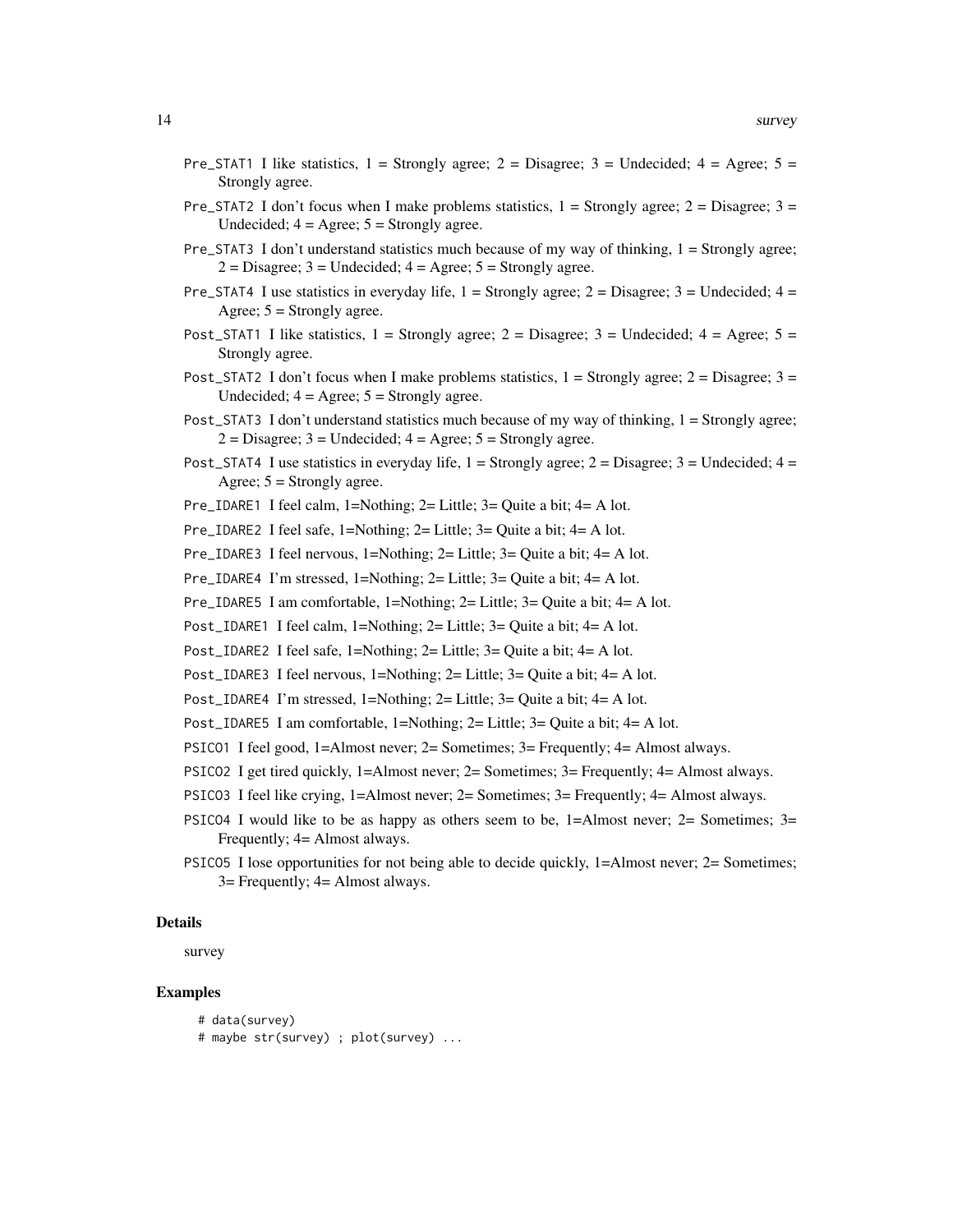Pre_STAT1 I like statistics, 1 = Strongly agree; 2 = Disagree; 3 = Undecided; 4 = Agree; 5 = Strongly agree.

Pre_STAT2 I don't focus when I make problems statistics, 1 = Strongly agree; 2 = Disagree; 3 = Undecided; 4 = Agree; 5 = Strongly agree.

Pre_STAT3 I don't understand statistics much because of my way of thinking, 1 = Strongly agree; 2 = Disagree; 3 = Undecided; 4 = Agree; 5 = Strongly agree.

Pre_STAT4 I use statistics in everyday life, 1 = Strongly agree; 2 = Disagree; 3 = Undecided; 4 = Agree; 5 = Strongly agree.

Post_STAT1 I like statistics, 1 = Strongly agree; 2 = Disagree; 3 = Undecided; 4 = Agree; 5 = Strongly agree.

Post_STAT2 I don't focus when I make problems statistics, 1 = Strongly agree; 2 = Disagree; 3 = Undecided; 4 = Agree; 5 = Strongly agree.

Post_STAT3 I don't understand statistics much because of my way of thinking, 1 = Strongly agree; 2 = Disagree; 3 = Undecided; 4 = Agree; 5 = Strongly agree.

Post_STAT4 I use statistics in everyday life, 1 = Strongly agree; 2 = Disagree; 3 = Undecided; 4 = Agree; 5 = Strongly agree.

Pre_IDARE1 I feel calm, 1=Nothing; 2= Little; 3= Quite a bit; 4= A lot.

Pre_IDARE2 I feel safe, 1=Nothing; 2= Little; 3= Quite a bit; 4= A lot.

Pre_IDARE3 I feel nervous, 1=Nothing; 2= Little; 3= Quite a bit; 4= A lot.

Pre_IDARE4 I'm stressed, 1=Nothing; 2= Little; 3= Quite a bit; 4= A lot.

Pre_IDARE5 I am comfortable, 1=Nothing; 2= Little; 3= Quite a bit; 4= A lot.

Post_IDARE1 I feel calm, 1=Nothing; 2= Little; 3= Quite a bit; 4= A lot.

Post_IDARE2 I feel safe, 1=Nothing; 2= Little; 3= Quite a bit; 4= A lot.

Post_IDARE3 I feel nervous, 1=Nothing; 2= Little; 3= Quite a bit; 4= A lot.

Post_IDARE4 I'm stressed, 1=Nothing; 2= Little; 3= Quite a bit; 4= A lot.

Post_IDARE5 I am comfortable, 1=Nothing; 2= Little; 3= Quite a bit; 4= A lot.

PSICO1 I feel good, 1=Almost never; 2= Sometimes; 3= Frequently; 4= Almost always.

PSICO2 I get tired quickly, 1=Almost never; 2= Sometimes; 3= Frequently; 4= Almost always.

PSICO3 I feel like crying, 1=Almost never; 2= Sometimes; 3= Frequently; 4= Almost always.

PSICO4 I would like to be as happy as others seem to be, 1=Almost never; 2= Sometimes; 3= Frequently; 4= Almost always.

PSICO5 I lose opportunities for not being able to decide quickly, 1=Almost never; 2= Sometimes; 3= Frequently; 4= Almost always.

## Details

survey

## Examples

```
# data(survey)
# maybe str(survey) ; plot(survey) ...
```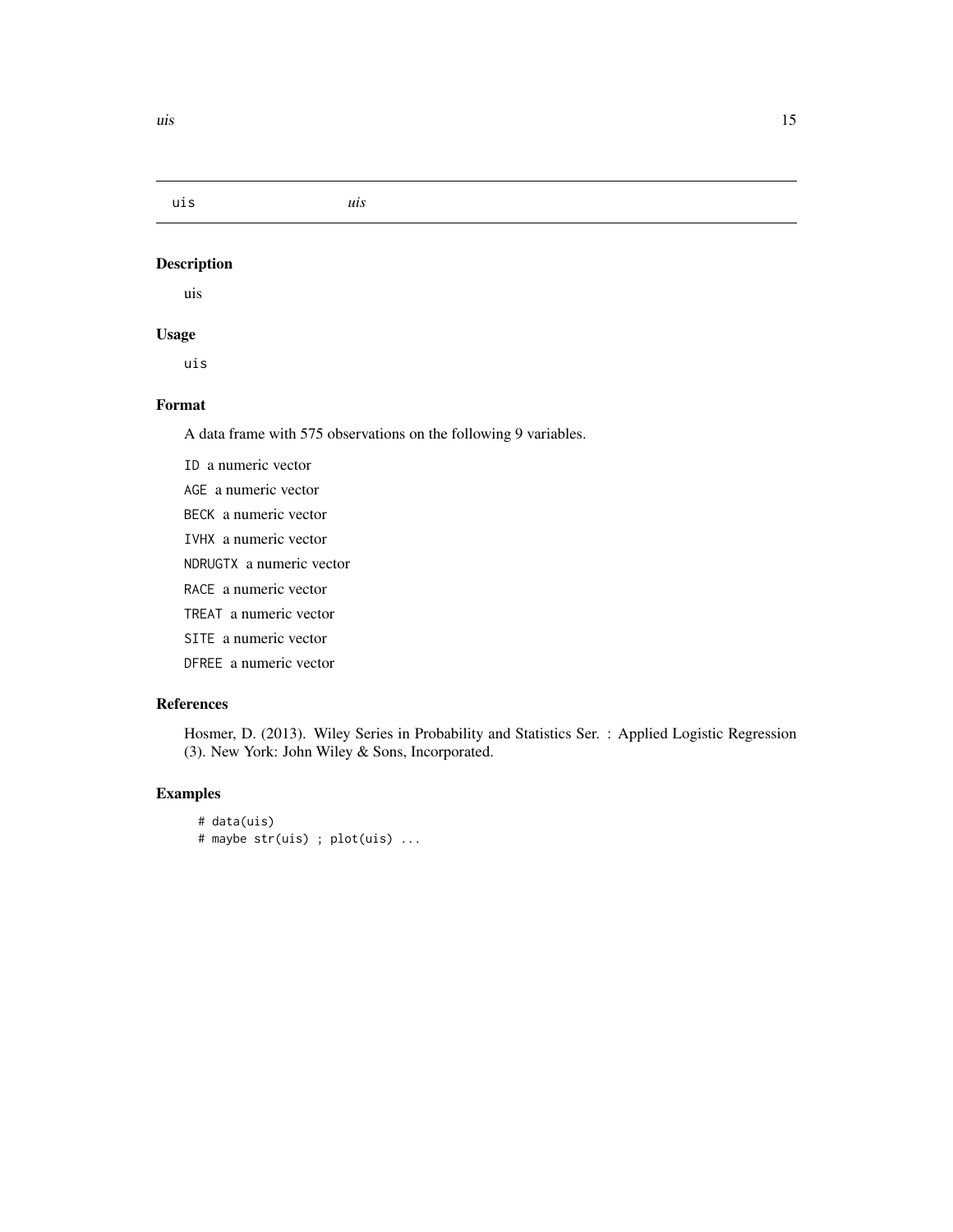uis &nbsp;&nbsp;&nbsp;&nbsp;&nbsp;&nbsp;&nbsp;&nbsp; *uis*

## Description

uis

## Usage

```
uis
```

## Format

A data frame with 575 observations on the following 9 variables.

`ID` a numeric vector

`AGE` a numeric vector

`BECK` a numeric vector

`IVHX` a numeric vector

`NDRUGTX` a numeric vector

`RACE` a numeric vector

`TREAT` a numeric vector

`SITE` a numeric vector

`DFREE` a numeric vector

## References

Hosmer, D. (2013). Wiley Series in Probability and Statistics Ser. : Applied Logistic Regression (3). New York: John Wiley & Sons, Incorporated.

## Examples

```
# data(uis)
# maybe str(uis) ; plot(uis) ...
```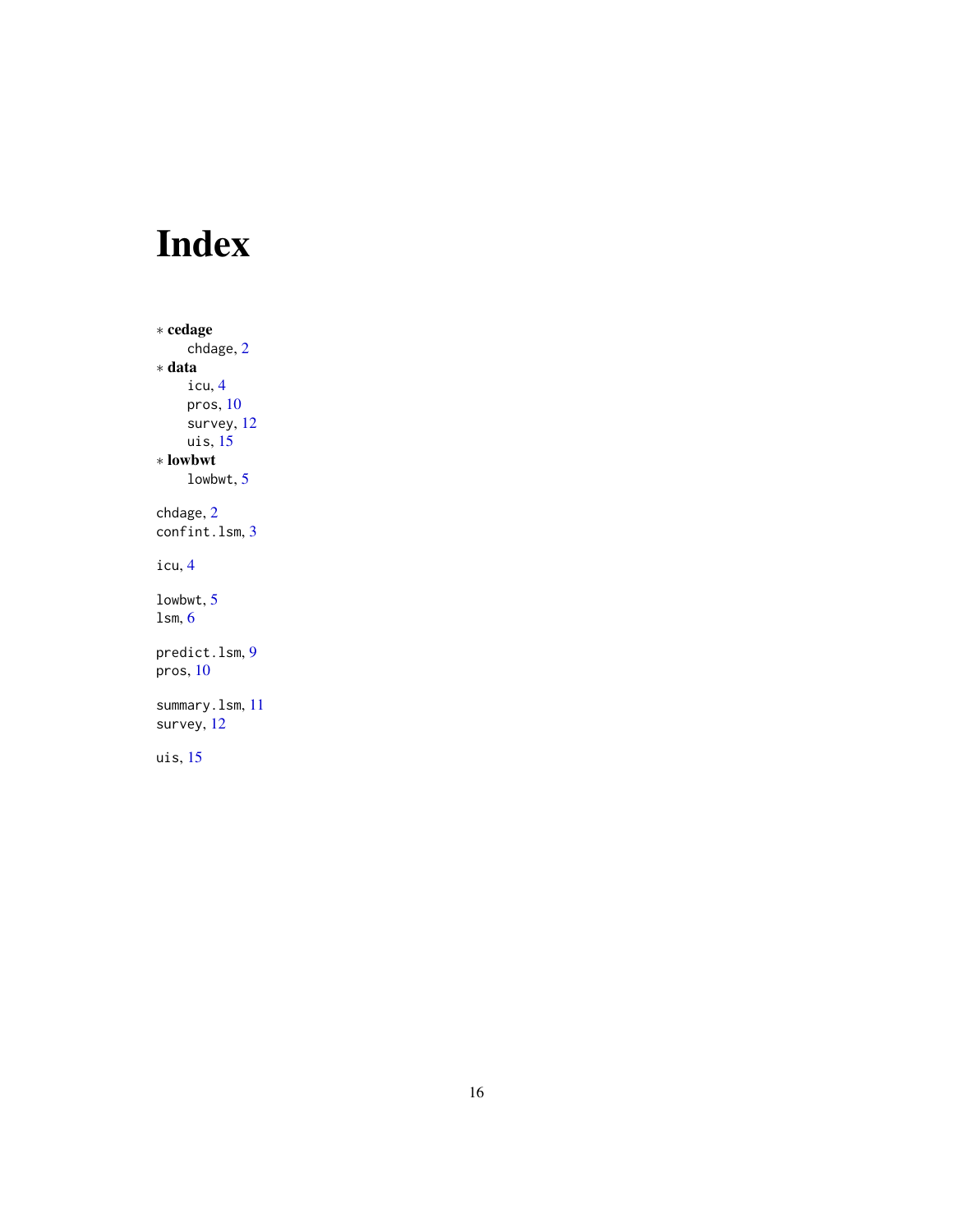# Index

∗ **cedage**
    chdage, 2
∗ **data**
    icu, 4
    pros, 10
    survey, 12
    uis, 15
∗ **lowbwt**
    lowbwt, 5

chdage, 2
confint.lsm, 3

icu, 4

lowbwt, 5
lsm, 6

predict.lsm, 9
pros, 10

summary.lsm, 11
survey, 12

uis, 15